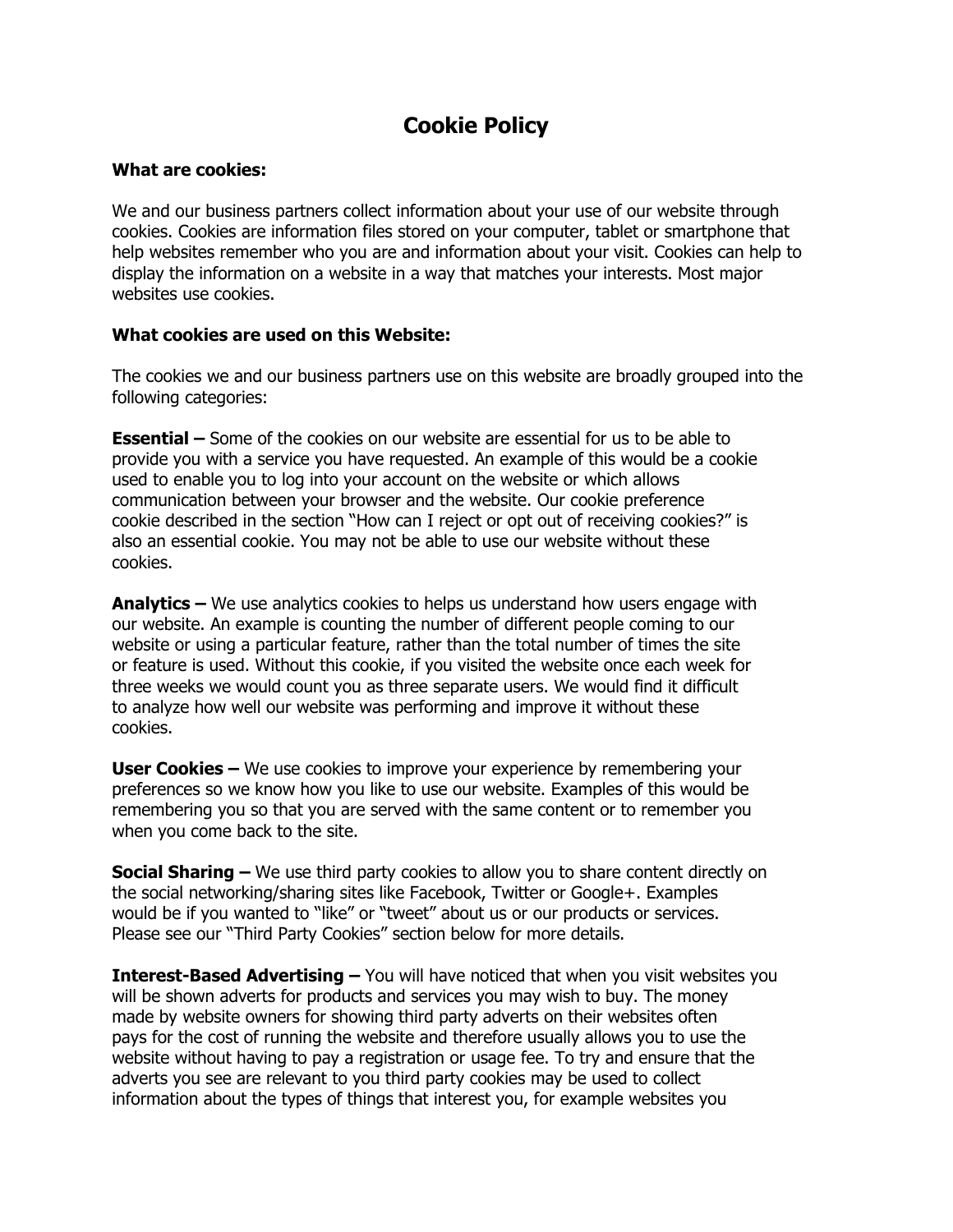# Cookie Policy

**What are cookies:**

We and our business partners collect information about your use of our website through cookies. Cookies are information files stored on your computer, tablet or smartphone that help websites remember who you are and information about your visit. Cookies can help to display the information on a website in a way that matches your interests. Most major websites use cookies.

**What cookies are used on this Website:**

The cookies we and our business partners use on this website are broadly grouped into the following categories:

**Essential –** Some of the cookies on our website are essential for us to be able to provide you with a service you have requested. An example of this would be a cookie used to enable you to log into your account on the website or which allows communication between your browser and the website. Our cookie preference cookie described in the section "How can I reject or opt out of receiving cookies?" is also an essential cookie. You may not be able to use our website without these cookies.

**Analytics –** We use analytics cookies to helps us understand how users engage with our website. An example is counting the number of different people coming to our website or using a particular feature, rather than the total number of times the site or feature is used. Without this cookie, if you visited the website once each week for three weeks we would count you as three separate users. We would find it difficult to analyze how well our website was performing and improve it without these cookies.

**User Cookies –** We use cookies to improve your experience by remembering your preferences so we know how you like to use our website. Examples of this would be remembering you so that you are served with the same content or to remember you when you come back to the site.

**Social Sharing –** We use third party cookies to allow you to share content directly on the social networking/sharing sites like Facebook, Twitter or Google+. Examples would be if you wanted to "like" or "tweet" about us or our products or services. Please see our "Third Party Cookies" section below for more details.

**Interest-Based Advertising –** You will have noticed that when you visit websites you will be shown adverts for products and services you may wish to buy. The money made by website owners for showing third party adverts on their websites often pays for the cost of running the website and therefore usually allows you to use the website without having to pay a registration or usage fee. To try and ensure that the adverts you see are relevant to you third party cookies may be used to collect information about the types of things that interest you, for example websites you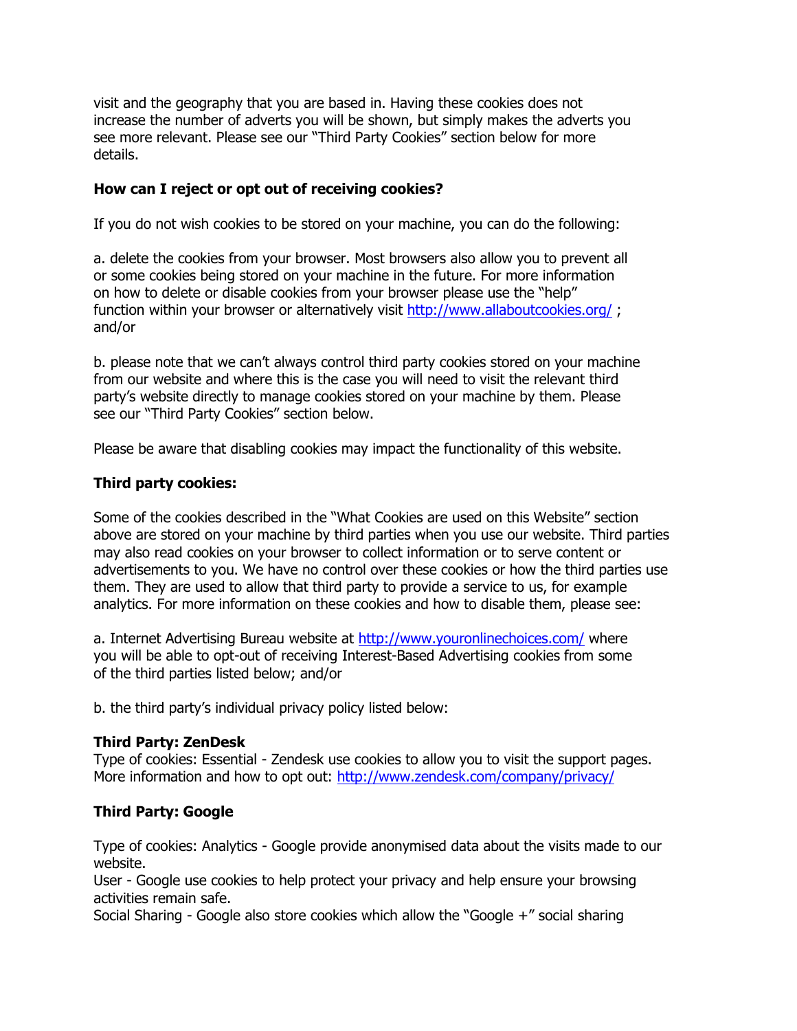visit and the geography that you are based in. Having these cookies does not increase the number of adverts you will be shown, but simply makes the adverts you see more relevant. Please see our "Third Party Cookies" section below for more details.

**How can I reject or opt out of receiving cookies?**

If you do not wish cookies to be stored on your machine, you can do the following:

a. delete the cookies from your browser. Most browsers also allow you to prevent all or some cookies being stored on your machine in the future. For more information on how to delete or disable cookies from your browser please use the "help" function within your browser or alternatively visit [http://www.allaboutcookies.org/](http://www.allaboutcookies.org/) ; and/or

b. please note that we can't always control third party cookies stored on your machine from our website and where this is the case you will need to visit the relevant third party's website directly to manage cookies stored on your machine by them. Please see our "Third Party Cookies" section below.

Please be aware that disabling cookies may impact the functionality of this website.

**Third party cookies:**

Some of the cookies described in the "What Cookies are used on this Website" section above are stored on your machine by third parties when you use our website. Third parties may also read cookies on your browser to collect information or to serve content or advertisements to you. We have no control over these cookies or how the third parties use them. They are used to allow that third party to provide a service to us, for example analytics. For more information on these cookies and how to disable them, please see:

a. Internet Advertising Bureau website at [http://www.youronlinechoices.com/](http://www.youronlinechoices.com/) where you will be able to opt-out of receiving Interest-Based Advertising cookies from some of the third parties listed below; and/or

b. the third party's individual privacy policy listed below:

**Third Party: ZenDesk**
Type of cookies: Essential - Zendesk use cookies to allow you to visit the support pages.
More information and how to opt out: [http://www.zendesk.com/company/privacy/](http://www.zendesk.com/company/privacy/)

**Third Party: Google**

Type of cookies: Analytics - Google provide anonymised data about the visits made to our website.
User - Google use cookies to help protect your privacy and help ensure your browsing activities remain safe.
Social Sharing - Google also store cookies which allow the "Google +" social sharing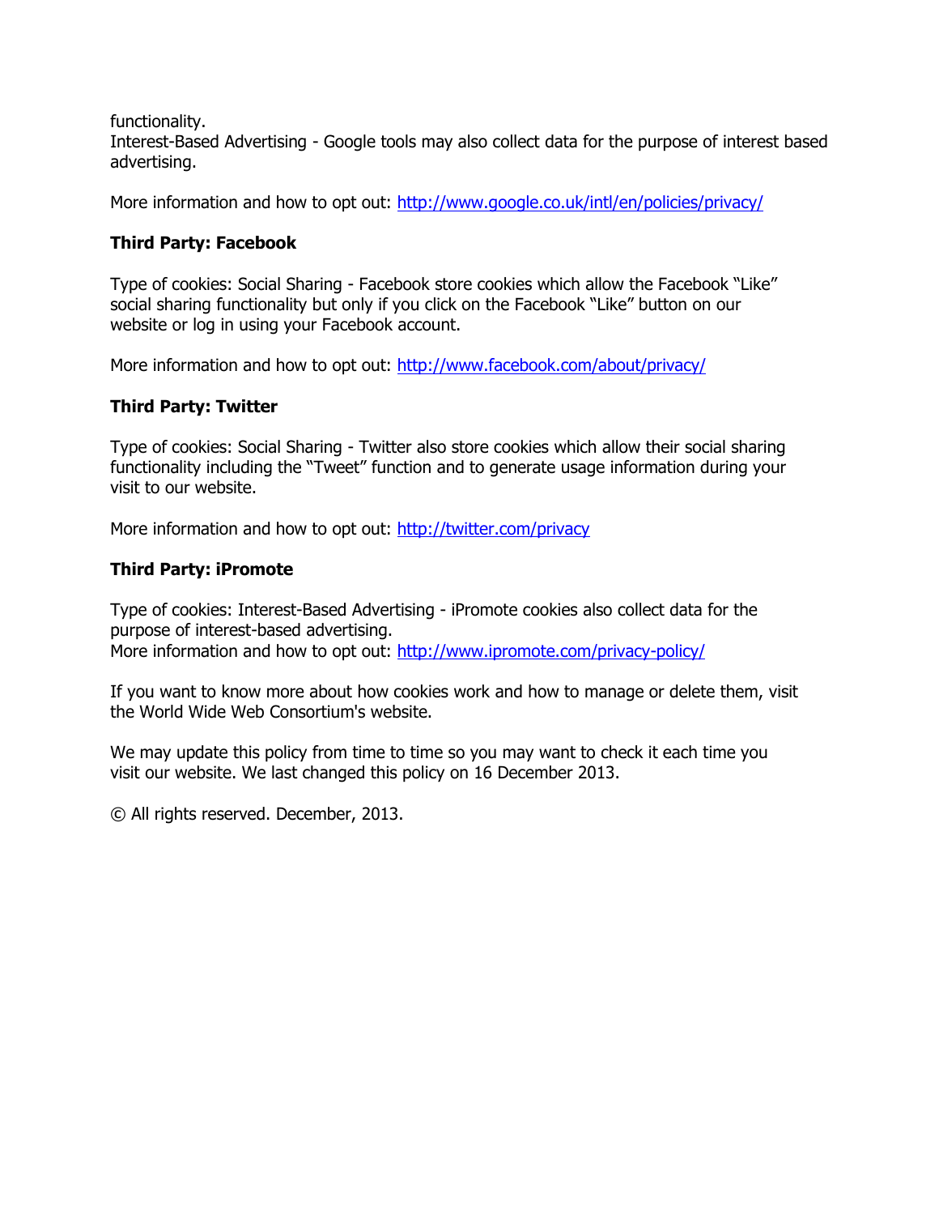functionality.
Interest-Based Advertising - Google tools may also collect data for the purpose of interest based advertising.

More information and how to opt out: http://www.google.co.uk/intl/en/policies/privacy/

**Third Party: Facebook**

Type of cookies: Social Sharing - Facebook store cookies which allow the Facebook "Like" social sharing functionality but only if you click on the Facebook "Like" button on our website or log in using your Facebook account.

More information and how to opt out: http://www.facebook.com/about/privacy/

**Third Party: Twitter**

Type of cookies: Social Sharing - Twitter also store cookies which allow their social sharing functionality including the "Tweet" function and to generate usage information during your visit to our website.

More information and how to opt out: http://twitter.com/privacy

**Third Party: iPromote**

Type of cookies: Interest-Based Advertising - iPromote cookies also collect data for the purpose of interest-based advertising.
More information and how to opt out: http://www.ipromote.com/privacy-policy/

If you want to know more about how cookies work and how to manage or delete them, visit the World Wide Web Consortium's website.

We may update this policy from time to time so you may want to check it each time you visit our website. We last changed this policy on 16 December 2013.

© All rights reserved. December, 2013.